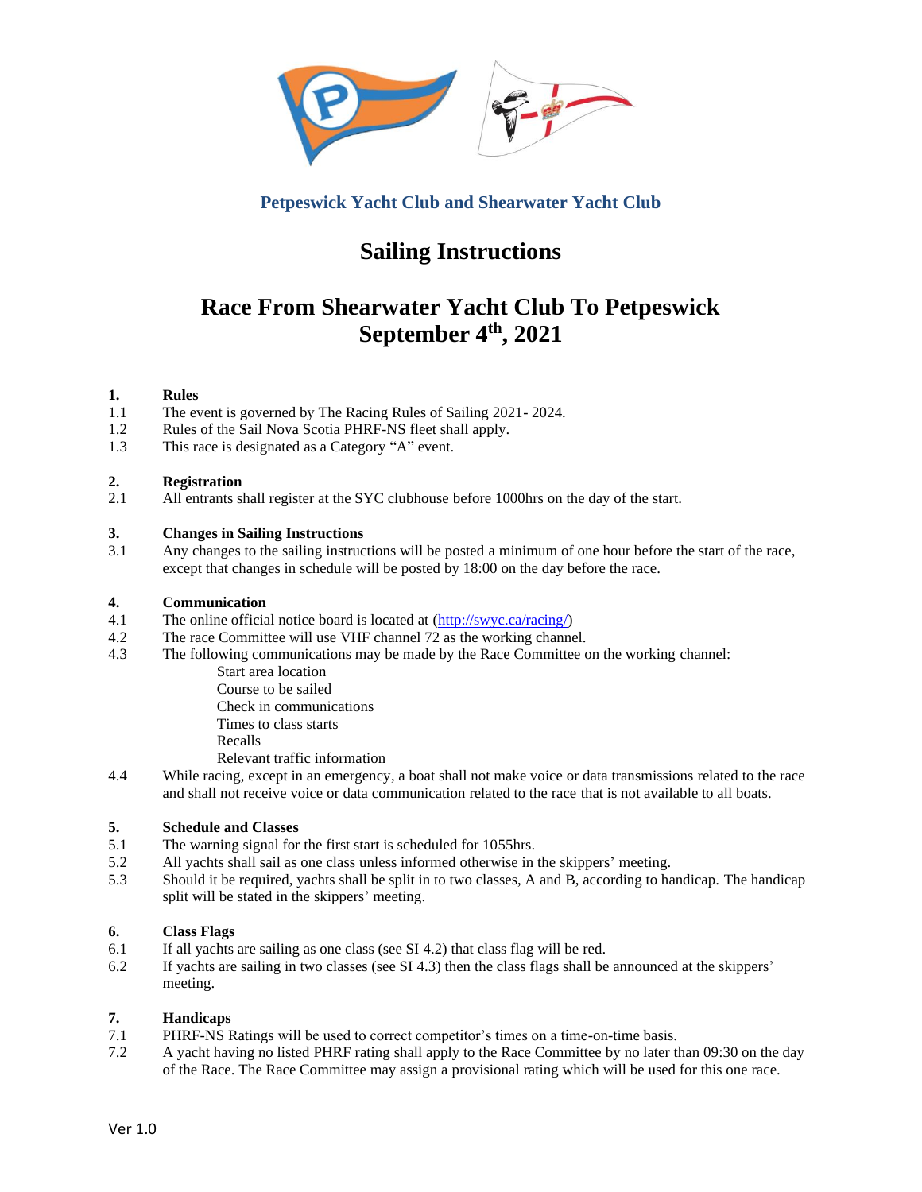**Petpeswick Yacht Club and Shearwater Yacht Club**

# Sailing Instructions

# Race From Shearwater Yacht Club To Petpeswick September 4th, 2021

## 1. Rules

1.1 The event is governed by The Racing Rules of Sailing 2021- 2024.

1.2 Rules of the Sail Nova Scotia PHRF-NS fleet shall apply.

1.3 This race is designated as a Category "A" event.

## 2. Registration

2.1 All entrants shall register at the SYC clubhouse before 1000hrs on the day of the start.

## 3. Changes in Sailing Instructions

3.1 Any changes to the sailing instructions will be posted a minimum of one hour before the start of the race, except that changes in schedule will be posted by 18:00 on the day before the race.

## 4. Communication

4.1 The online official notice board is located at (http://swyc.ca/racing/)

4.2 The race Committee will use VHF channel 72 as the working channel.

4.3 The following communications may be made by the Race Committee on the working channel:

- Start area location
- Course to be sailed
- Check in communications
- Times to class starts
- Recalls
- Relevant traffic information

4.4 While racing, except in an emergency, a boat shall not make voice or data transmissions related to the race and shall not receive voice or data communication related to the race that is not available to all boats.

## 5. Schedule and Classes

5.1 The warning signal for the first start is scheduled for 1055hrs.

5.2 All yachts shall sail as one class unless informed otherwise in the skippers' meeting.

5.3 Should it be required, yachts shall be split in to two classes, A and B, according to handicap. The handicap split will be stated in the skippers' meeting.

## 6. Class Flags

6.1 If all yachts are sailing as one class (see SI 4.2) that class flag will be red.

6.2 If yachts are sailing in two classes (see SI 4.3) then the class flags shall be announced at the skippers' meeting.

## 7. Handicaps

7.1 PHRF-NS Ratings will be used to correct competitor's times on a time-on-time basis.

7.2 A yacht having no listed PHRF rating shall apply to the Race Committee by no later than 09:30 on the day of the Race. The Race Committee may assign a provisional rating which will be used for this one race.

Ver 1.0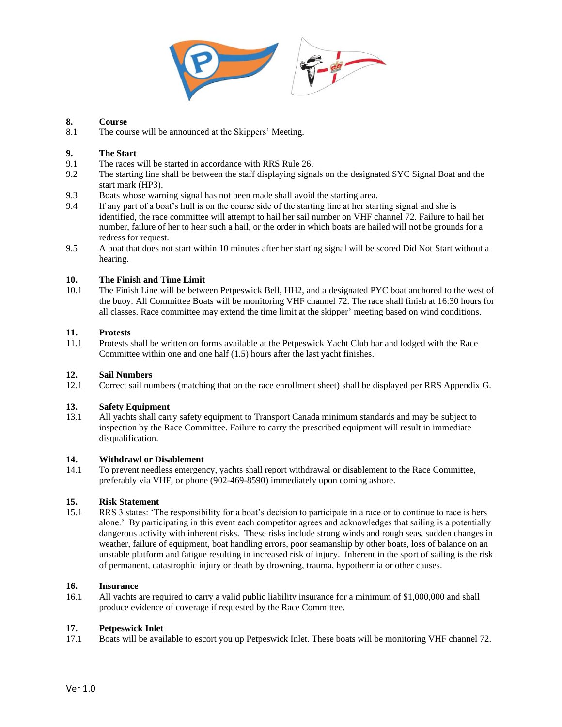## 8. Course

8.1 The course will be announced at the Skippers' Meeting.

## 9. The Start

9.1 The races will be started in accordance with RRS Rule 26.

9.2 The starting line shall be between the staff displaying signals on the designated SYC Signal Boat and the start mark (HP3).

9.3 Boats whose warning signal has not been made shall avoid the starting area.

9.4 If any part of a boat's hull is on the course side of the starting line at her starting signal and she is identified, the race committee will attempt to hail her sail number on VHF channel 72. Failure to hail her number, failure of her to hear such a hail, or the order in which boats are hailed will not be grounds for a redress for request.

9.5 A boat that does not start within 10 minutes after her starting signal will be scored Did Not Start without a hearing.

## 10. The Finish and Time Limit

10.1 The Finish Line will be between Petpeswick Bell, HH2, and a designated PYC boat anchored to the west of the buoy. All Committee Boats will be monitoring VHF channel 72. The race shall finish at 16:30 hours for all classes. Race committee may extend the time limit at the skipper' meeting based on wind conditions.

## 11. Protests

11.1 Protests shall be written on forms available at the Petpeswick Yacht Club bar and lodged with the Race Committee within one and one half (1.5) hours after the last yacht finishes.

## 12. Sail Numbers

12.1 Correct sail numbers (matching that on the race enrollment sheet) shall be displayed per RRS Appendix G.

## 13. Safety Equipment

13.1 All yachts shall carry safety equipment to Transport Canada minimum standards and may be subject to inspection by the Race Committee. Failure to carry the prescribed equipment will result in immediate disqualification.

## 14. Withdrawl or Disablement

14.1 To prevent needless emergency, yachts shall report withdrawal or disablement to the Race Committee, preferably via VHF, or phone (902-469-8590) immediately upon coming ashore.

## 15. Risk Statement

15.1 RRS 3 states: 'The responsibility for a boat's decision to participate in a race or to continue to race is hers alone.' By participating in this event each competitor agrees and acknowledges that sailing is a potentially dangerous activity with inherent risks. These risks include strong winds and rough seas, sudden changes in weather, failure of equipment, boat handling errors, poor seamanship by other boats, loss of balance on an unstable platform and fatigue resulting in increased risk of injury. Inherent in the sport of sailing is the risk of permanent, catastrophic injury or death by drowning, trauma, hypothermia or other causes.

## 16. Insurance

16.1 All yachts are required to carry a valid public liability insurance for a minimum of $1,000,000 and shall produce evidence of coverage if requested by the Race Committee.

## 17. Petpeswick Inlet

17.1 Boats will be available to escort you up Petpeswick Inlet. These boats will be monitoring VHF channel 72.

Ver 1.0